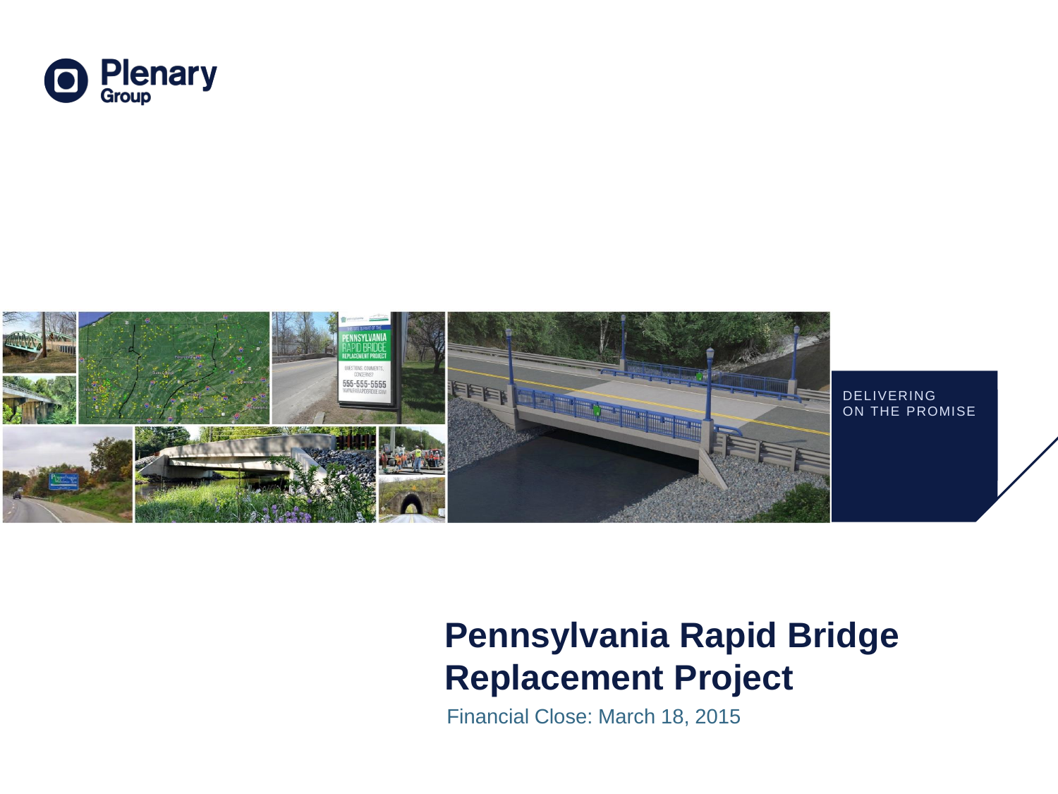Plenary Group

DELIVERING ON THE PROMISE

# Pennsylvania Rapid Bridge Replacement Project

Financial Close: March 18, 2015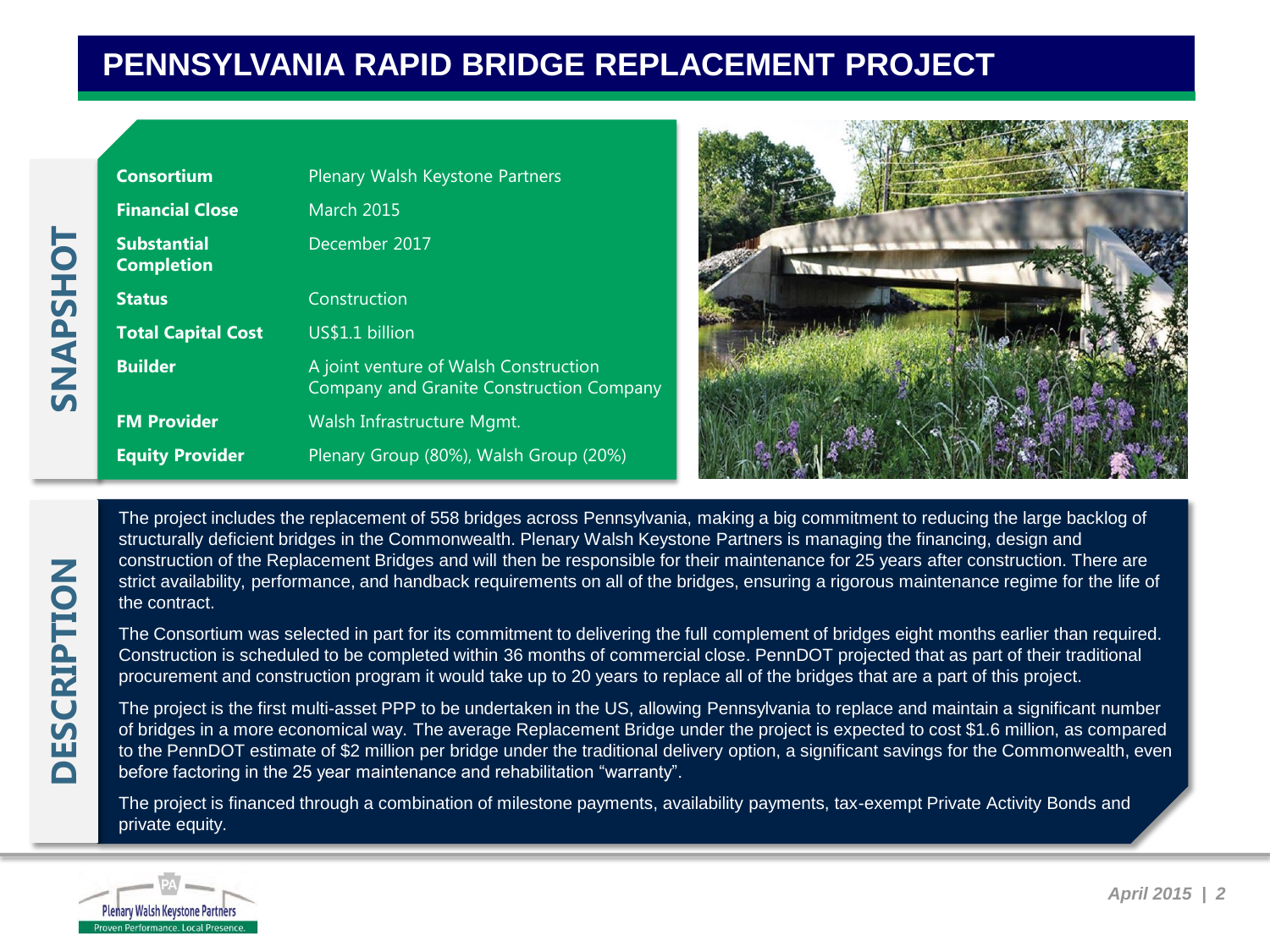# PENNSYLVANIA RAPID BRIDGE REPLACEMENT PROJECT

## SNAPSHOT

| | |
|---|---|
| **Consortium** | Plenary Walsh Keystone Partners |
| **Financial Close** | March 2015 |
| **Substantial Completion** | December 2017 |
| **Status** | Construction |
| **Total Capital Cost** | US$1.1 billion |
| **Builder** | A joint venture of Walsh Construction Company and Granite Construction Company |
| **FM Provider** | Walsh Infrastructure Mgmt. |
| **Equity Provider** | Plenary Group (80%), Walsh Group (20%) |

## DESCRIPTION

The project includes the replacement of 558 bridges across Pennsylvania, making a big commitment to reducing the large backlog of structurally deficient bridges in the Commonwealth. Plenary Walsh Keystone Partners is managing the financing, design and construction of the Replacement Bridges and will then be responsible for their maintenance for 25 years after construction. There are strict availability, performance, and handback requirements on all of the bridges, ensuring a rigorous maintenance regime for the life of the contract.

The Consortium was selected in part for its commitment to delivering the full complement of bridges eight months earlier than required. Construction is scheduled to be completed within 36 months of commercial close. PennDOT projected that as part of their traditional procurement and construction program it would take up to 20 years to replace all of the bridges that are a part of this project.

The project is the first multi-asset PPP to be undertaken in the US, allowing Pennsylvania to replace and maintain a significant number of bridges in a more economical way. The average Replacement Bridge under the project is expected to cost $1.6 million, as compared to the PennDOT estimate of $2 million per bridge under the traditional delivery option, a significant savings for the Commonwealth, even before factoring in the 25 year maintenance and rehabilitation “warranty”.

The project is financed through a combination of milestone payments, availability payments, tax-exempt Private Activity Bonds and private equity.

Plenary Walsh Keystone Partners
Proven Performance. Local Presence.

*April 2015*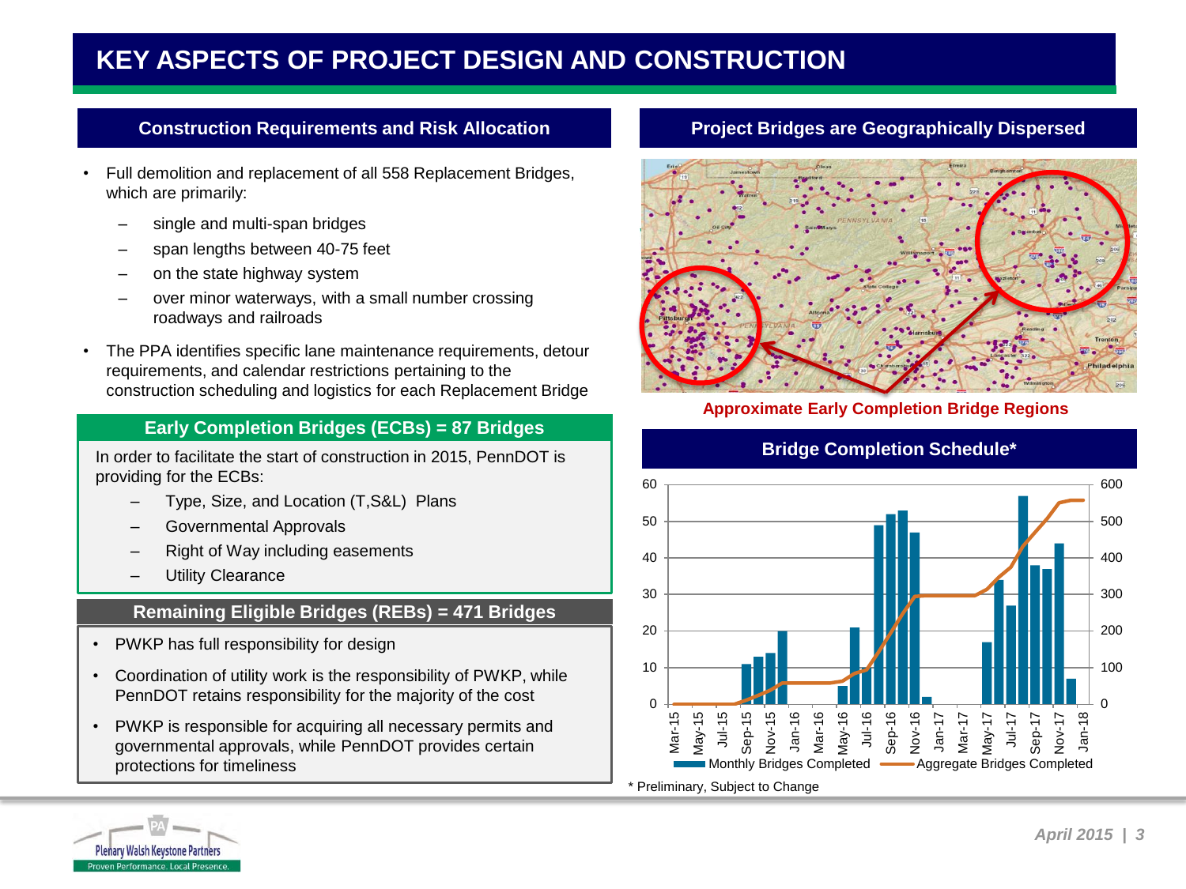# KEY ASPECTS OF PROJECT DESIGN AND CONSTRUCTION

## Construction Requirements and Risk Allocation

- Full demolition and replacement of all 558 Replacement Bridges, which are primarily:
  - single and multi-span bridges
  - span lengths between 40-75 feet
  - on the state highway system
  - over minor waterways, with a small number crossing roadways and railroads
- The PPA identifies specific lane maintenance requirements, detour requirements, and calendar restrictions pertaining to the construction scheduling and logistics for each Replacement Bridge

### Early Completion Bridges (ECBs) = 87 Bridges

In order to facilitate the start of construction in 2015, PennDOT is providing for the ECBs:

- Type, Size, and Location (T,S&L) Plans
- Governmental Approvals
- Right of Way including easements
- Utility Clearance

### Remaining Eligible Bridges (REBs) = 471 Bridges

- PWKP has full responsibility for design
- Coordination of utility work is the responsibility of PWKP, while PennDOT retains responsibility for the majority of the cost
- PWKP is responsible for acquiring all necessary permits and governmental approvals, while PennDOT provides certain protections for timeliness

## Project Bridges are Geographically Dispersed

**Approximate Early Completion Bridge Regions**

## Bridge Completion Schedule*

Monthly Bridges Completed / Aggregate Bridges Completed

\* Preliminary, Subject to Change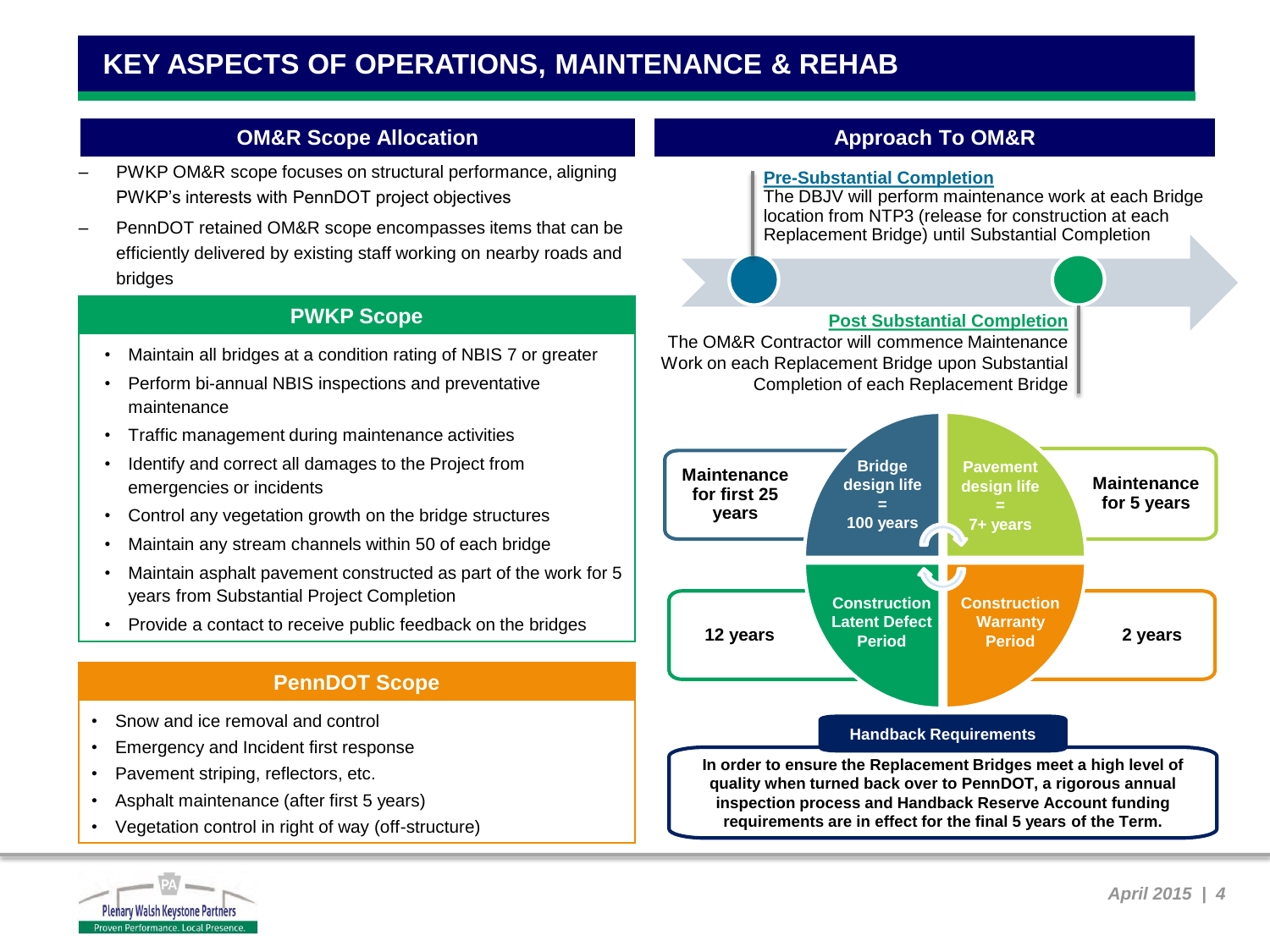# KEY ASPECTS OF OPERATIONS, MAINTENANCE & REHAB

## OM&R Scope Allocation

- PWKP OM&R scope focuses on structural performance, aligning PWKP's interests with PennDOT project objectives
- PennDOT retained OM&R scope encompasses items that can be efficiently delivered by existing staff working on nearby roads and bridges

### PWKP Scope

- Maintain all bridges at a condition rating of NBIS 7 or greater
- Perform bi-annual NBIS inspections and preventative maintenance
- Traffic management during maintenance activities
- Identify and correct all damages to the Project from emergencies or incidents
- Control any vegetation growth on the bridge structures
- Maintain any stream channels within 50 of each bridge
- Maintain asphalt pavement constructed as part of the work for 5 years from Substantial Project Completion
- Provide a contact to receive public feedback on the bridges

### PennDOT Scope

- Snow and ice removal and control
- Emergency and Incident first response
- Pavement striping, reflectors, etc.
- Asphalt maintenance (after first 5 years)
- Vegetation control in right of way (off-structure)

## Approach To OM&R

**Pre-Substantial Completion**

The DBJV will perform maintenance work at each Bridge location from NTP3 (release for construction at each Replacement Bridge) until Substantial Completion

**Post Substantial Completion**

The OM&R Contractor will commence Maintenance Work on each Replacement Bridge upon Substantial Completion of each Replacement Bridge

| | | | |
|---|---|---|---|
| Maintenance for first 25 years | Bridge design life = 100 years | Pavement design life = 7+ years | Maintenance for 5 years |
| 12 years | Construction Latent Defect Period | Construction Warranty Period | 2 years |

### Handback Requirements

**In order to ensure the Replacement Bridges meet a high level of quality when turned back over to PennDOT, a rigorous annual inspection process and Handback Reserve Account funding requirements are in effect for the final 5 years of the Term.**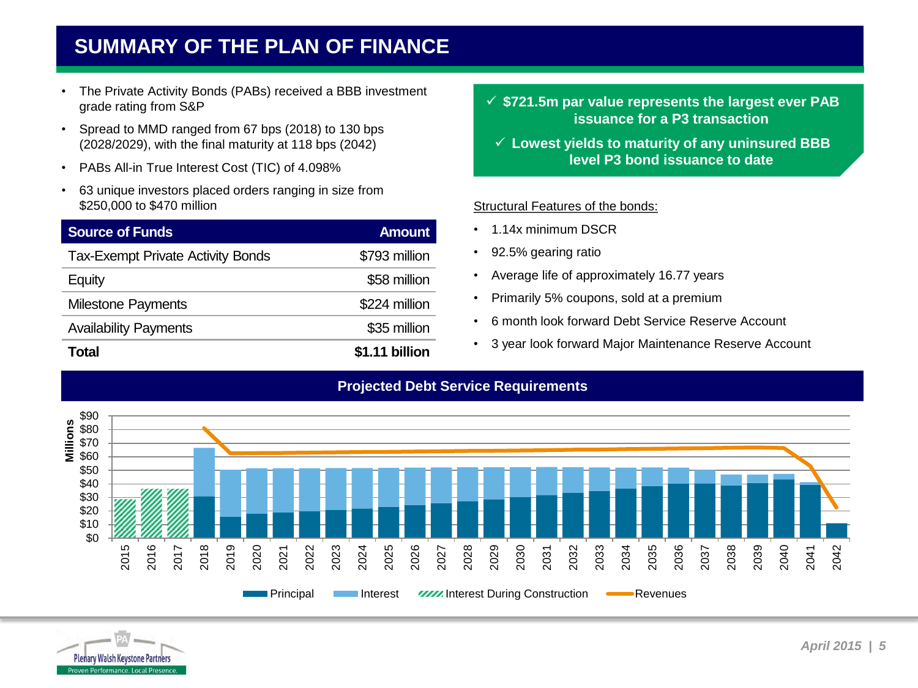# SUMMARY OF THE PLAN OF FINANCE

- The Private Activity Bonds (PABs) received a BBB investment grade rating from S&P
- Spread to MMD ranged from 67 bps (2018) to 130 bps (2028/2029), with the final maturity at 118 bps (2042)
- PABs All-in True Interest Cost (TIC) of 4.098%
- 63 unique investors placed orders ranging in size from $250,000 to $470 million

| Source of Funds | Amount |
|---|---|
| Tax-Exempt Private Activity Bonds | $793 million |
| Equity | $58 million |
| Milestone Payments | $224 million |
| Availability Payments | $35 million |
| **Total** | **$1.11 billion** |

✓ **$721.5m par value represents the largest ever PAB issuance for a P3 transaction**

✓ **Lowest yields to maturity of any uninsured BBB level P3 bond issuance to date**

Structural Features of the bonds:

- 1.14x minimum DSCR
- 92.5% gearing ratio
- Average life of approximately 16.77 years
- Primarily 5% coupons, sold at a premium
- 6 month look forward Debt Service Reserve Account
- 3 year look forward Major Maintenance Reserve Account

**Projected Debt Service Requirements**

Millions; Principal, Interest, Interest During Construction, Revenues; 2015–2042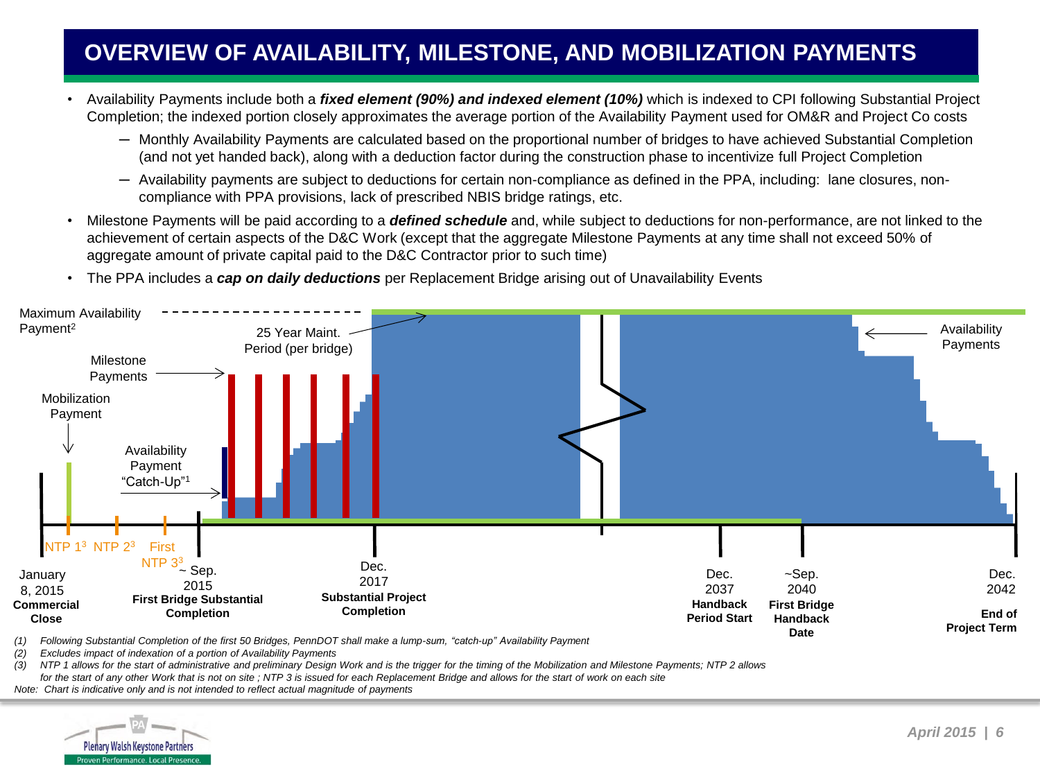# OVERVIEW OF AVAILABILITY, MILESTONE, AND MOBILIZATION PAYMENTS

- Availability Payments include both a ***fixed element (90%) and indexed element (10%)*** which is indexed to CPI following Substantial Project Completion; the indexed portion closely approximates the average portion of the Availability Payment used for OM&R and Project Co costs
  - Monthly Availability Payments are calculated based on the proportional number of bridges to have achieved Substantial Completion (and not yet handed back), along with a deduction factor during the construction phase to incentivize full Project Completion
  - Availability payments are subject to deductions for certain non-compliance as defined in the PPA, including: lane closures, non-compliance with PPA provisions, lack of prescribed NBIS bridge ratings, etc.
- Milestone Payments will be paid according to a ***defined schedule*** and, while subject to deductions for non-performance, are not linked to the achievement of certain aspects of the D&C Work (except that the aggregate Milestone Payments at any time shall not exceed 50% of aggregate amount of private capital paid to the D&C Contractor prior to such time)
- The PPA includes a ***cap on daily deductions*** per Replacement Bridge arising out of Unavailability Events

Maximum Availability Payment[2]

25 Year Maint. Period (per bridge)

Availability Payments

Milestone Payments

Mobilization Payment

Availability Payment "Catch-Up"[1]

NTP 1[3] NTP 2[3] First NTP 3[3]

January 8, 2015 **Commercial Close**

~ Sep. 2015 **First Bridge Substantial Completion**

Dec. 2017 **Substantial Project Completion**

Dec. 2037 **Handback Period Start**

~Sep. 2040 **First Bridge Handback Date**

Dec. 2042 **End of Project Term**

*(1) Following Substantial Completion of the first 50 Bridges, PennDOT shall make a lump-sum, "catch-up" Availability Payment*

*(2) Excludes impact of indexation of a portion of Availability Payments*

*(3) NTP 1 allows for the start of administrative and preliminary Design Work and is the trigger for the timing of the Mobilization and Milestone Payments; NTP 2 allows for the start of any other Work that is not on site ; NTP 3 is issued for each Replacement Bridge and allows for the start of work on each site*

*Note: Chart is indicative only and is not intended to reflect actual magnitude of payments*

Plenary Walsh Keystone Partners
Proven Performance. Local Presence.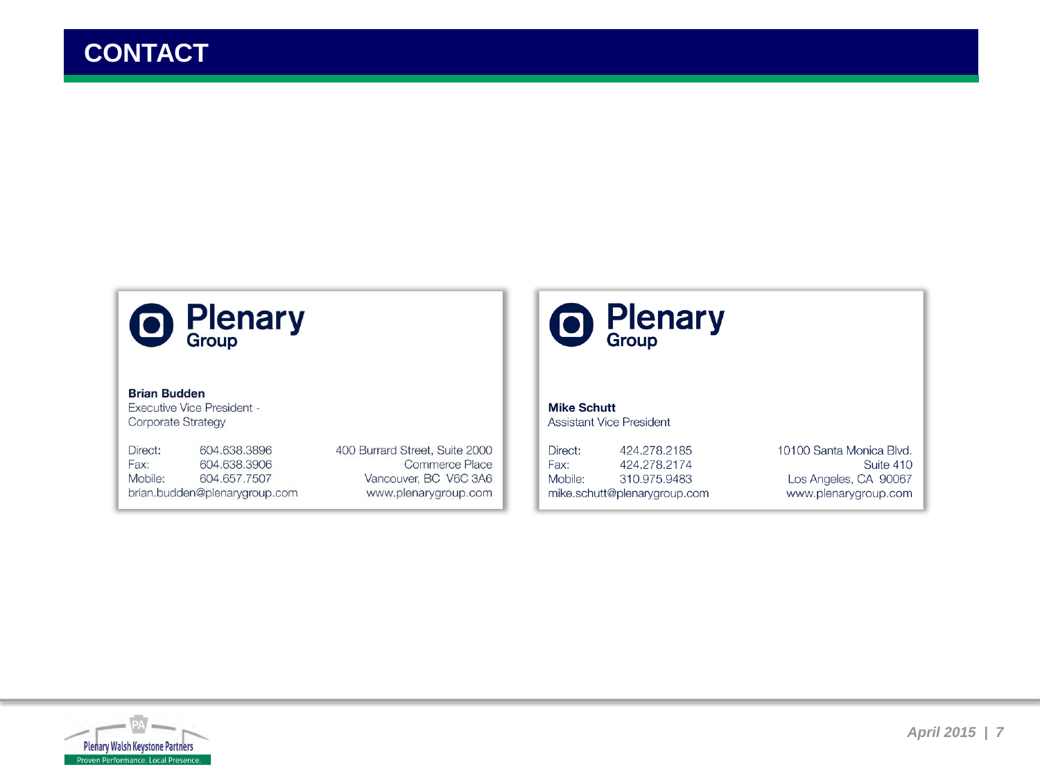# CONTACT

**Plenary Group**

**Brian Budden**
Executive Vice President -
Corporate Strategy

Direct: 604.638.3896
Fax: 604.638.3906
Mobile: 604.657.7507
brian.budden@plenarygroup.com

400 Burrard Street, Suite 2000
Commerce Place
Vancouver, BC V6C 3A6
www.plenarygroup.com

**Plenary Group**

**Mike Schutt**
Assistant Vice President

Direct: 424.278.2185
Fax: 424.278.2174
Mobile: 310.975.9483
mike.schutt@plenarygroup.com

10100 Santa Monica Blvd.
Suite 410
Los Angeles, CA 90067
www.plenarygroup.com

Plenary Walsh Keystone Partners
Proven Performance. Local Presence.

*April 2015*